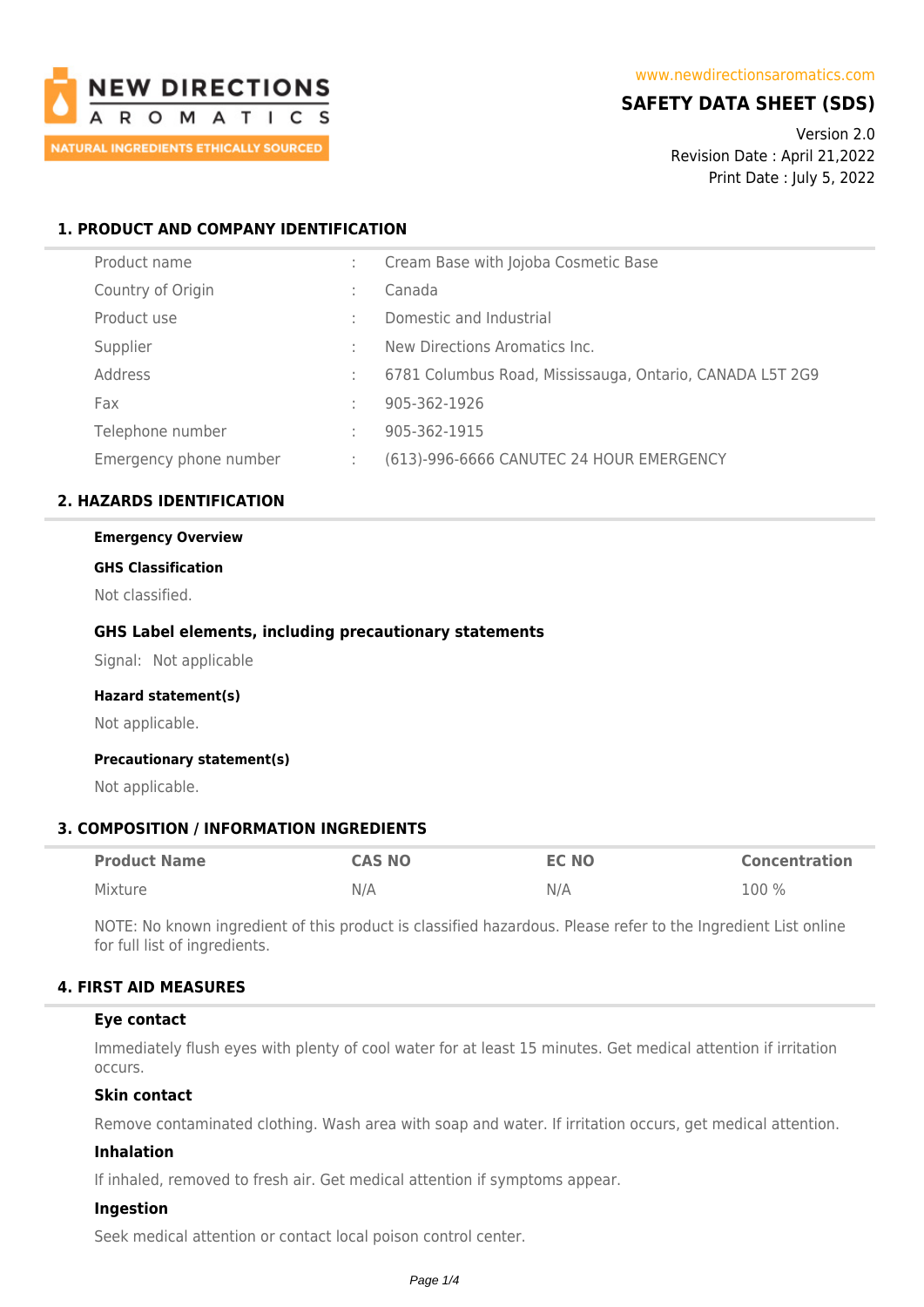NEW DIRECTIONS AROMATICS

NATURAL INGREDIENTS ETHICALLY SOURCED

www.newdirectionsaromatics.com

# SAFETY DATA SHEET (SDS)

Version 2.0
Revision Date : April 21,2022
Print Date : July 5, 2022

## 1. PRODUCT AND COMPANY IDENTIFICATION

| | | |
|---|---|---|
| Product name | : | Cream Base with Jojoba Cosmetic Base |
| Country of Origin | : | Canada |
| Product use | : | Domestic and Industrial |
| Supplier | : | New Directions Aromatics Inc. |
| Address | : | 6781 Columbus Road, Mississauga, Ontario, CANADA L5T 2G9 |
| Fax | : | 905-362-1926 |
| Telephone number | : | 905-362-1915 |
| Emergency phone number | : | (613)-996-6666 CANUTEC 24 HOUR EMERGENCY |

## 2. HAZARDS IDENTIFICATION

**Emergency Overview**

**GHS Classification**

Not classified.

### GHS Label elements, including precautionary statements

Signal: Not applicable

**Hazard statement(s)**

Not applicable.

**Precautionary statement(s)**

Not applicable.

## 3. COMPOSITION / INFORMATION INGREDIENTS

| Product Name | CAS NO | EC NO | Concentration |
|---|---|---|---|
| Mixture | N/A | N/A | 100 % |

NOTE: No known ingredient of this product is classified hazardous. Please refer to the Ingredient List online for full list of ingredients.

## 4. FIRST AID MEASURES

### Eye contact

Immediately flush eyes with plenty of cool water for at least 15 minutes. Get medical attention if irritation occurs.

### Skin contact

Remove contaminated clothing. Wash area with soap and water. If irritation occurs, get medical attention.

### Inhalation

If inhaled, removed to fresh air. Get medical attention if symptoms appear.

### Ingestion

Seek medical attention or contact local poison control center.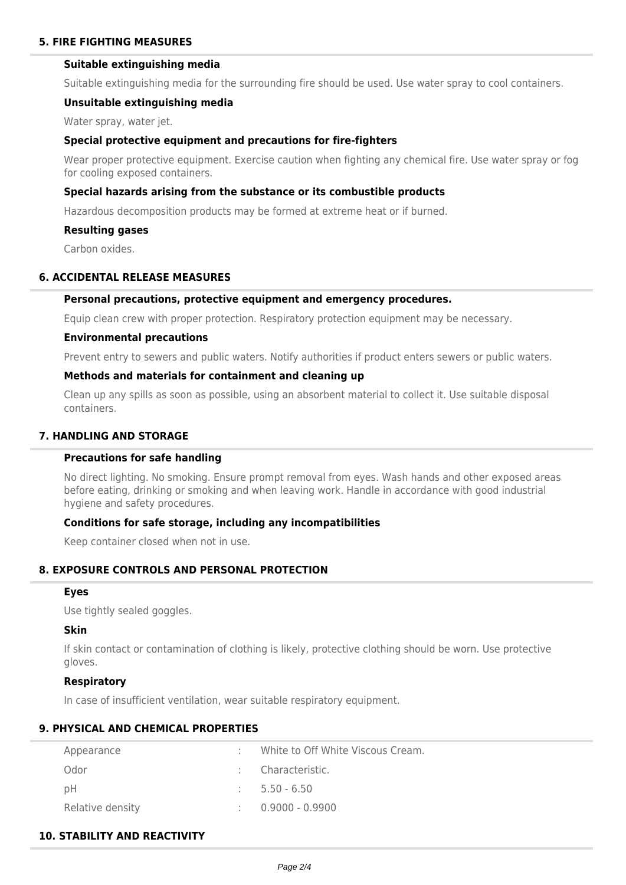## 5. FIRE FIGHTING MEASURES

### Suitable extinguishing media

Suitable extinguishing media for the surrounding fire should be used. Use water spray to cool containers.

### Unsuitable extinguishing media

Water spray, water jet.

### Special protective equipment and precautions for fire-fighters

Wear proper protective equipment. Exercise caution when fighting any chemical fire. Use water spray or fog for cooling exposed containers.

### Special hazards arising from the substance or its combustible products

Hazardous decomposition products may be formed at extreme heat or if burned.

### Resulting gases

Carbon oxides.

## 6. ACCIDENTAL RELEASE MEASURES

### Personal precautions, protective equipment and emergency procedures.

Equip clean crew with proper protection. Respiratory protection equipment may be necessary.

### Environmental precautions

Prevent entry to sewers and public waters. Notify authorities if product enters sewers or public waters.

### Methods and materials for containment and cleaning up

Clean up any spills as soon as possible, using an absorbent material to collect it. Use suitable disposal containers.

## 7. HANDLING AND STORAGE

### Precautions for safe handling

No direct lighting. No smoking. Ensure prompt removal from eyes. Wash hands and other exposed areas before eating, drinking or smoking and when leaving work. Handle in accordance with good industrial hygiene and safety procedures.

### Conditions for safe storage, including any incompatibilities

Keep container closed when not in use.

## 8. EXPOSURE CONTROLS AND PERSONAL PROTECTION

### Eyes

Use tightly sealed goggles.

### Skin

If skin contact or contamination of clothing is likely, protective clothing should be worn. Use protective gloves.

### Respiratory

In case of insufficient ventilation, wear suitable respiratory equipment.

## 9. PHYSICAL AND CHEMICAL PROPERTIES

| | | |
|---|---|---|
| Appearance | : | White to Off White Viscous Cream. |
| Odor | : | Characteristic. |
| pH | : | 5.50 - 6.50 |
| Relative density | : | 0.9000 - 0.9900 |

## 10. STABILITY AND REACTIVITY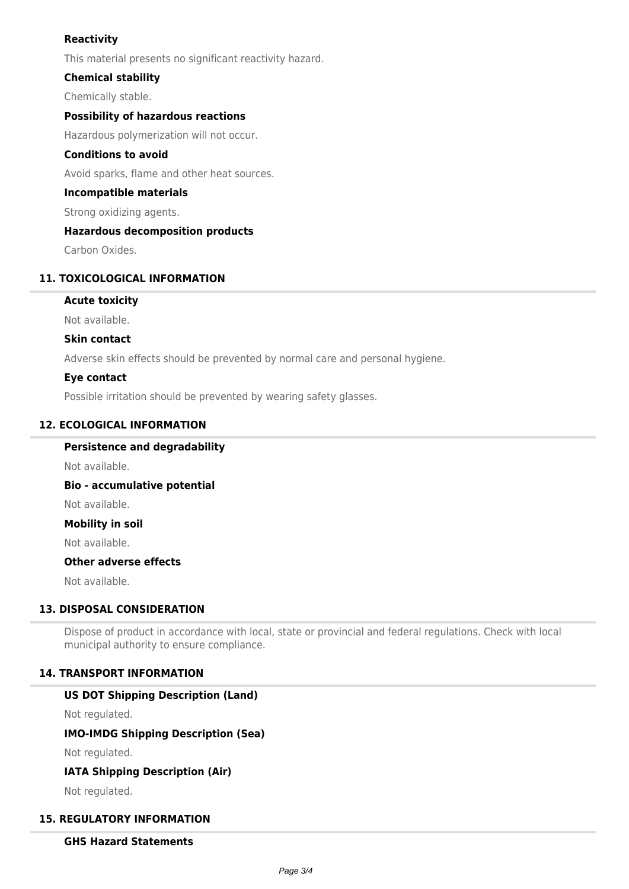### Reactivity

This material presents no significant reactivity hazard.

### Chemical stability

Chemically stable.

### Possibility of hazardous reactions

Hazardous polymerization will not occur.

### Conditions to avoid

Avoid sparks, flame and other heat sources.

### Incompatible materials

Strong oxidizing agents.

### Hazardous decomposition products

Carbon Oxides.

## 11. TOXICOLOGICAL INFORMATION

### Acute toxicity

Not available.

### Skin contact

Adverse skin effects should be prevented by normal care and personal hygiene.

### Eye contact

Possible irritation should be prevented by wearing safety glasses.

## 12. ECOLOGICAL INFORMATION

### Persistence and degradability

Not available.

### Bio - accumulative potential

Not available.

### Mobility in soil

Not available.

### Other adverse effects

Not available.

## 13. DISPOSAL CONSIDERATION

Dispose of product in accordance with local, state or provincial and federal regulations. Check with local municipal authority to ensure compliance.

## 14. TRANSPORT INFORMATION

### US DOT Shipping Description (Land)

Not regulated.

### IMO-IMDG Shipping Description (Sea)

Not regulated.

### IATA Shipping Description (Air)

Not regulated.

## 15. REGULATORY INFORMATION

### GHS Hazard Statements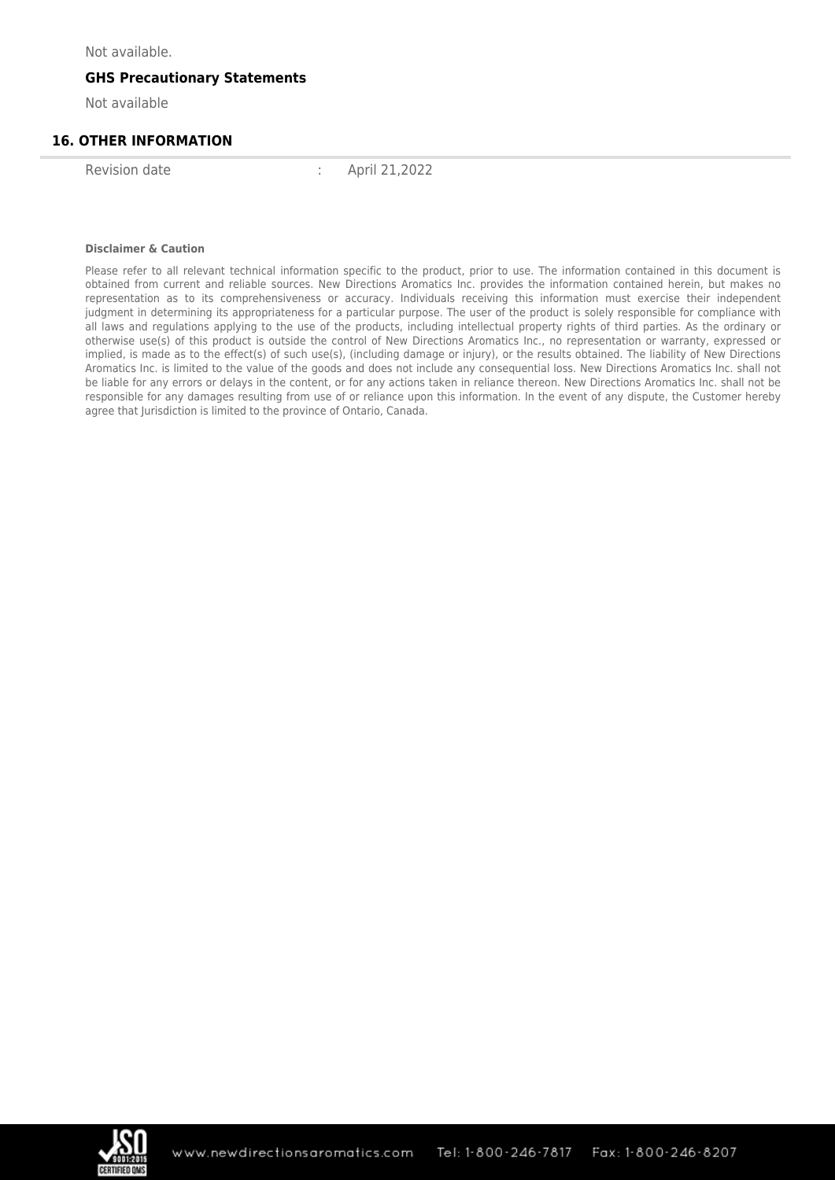Not available.

**GHS Precautionary Statements**

Not available

## 16. OTHER INFORMATION

| | | |
|---|---|---|
| Revision date | : | April 21,2022 |

**Disclaimer & Caution**

Please refer to all relevant technical information specific to the product, prior to use. The information contained in this document is obtained from current and reliable sources. New Directions Aromatics Inc. provides the information contained herein, but makes no representation as to its comprehensiveness or accuracy. Individuals receiving this information must exercise their independent judgment in determining its appropriateness for a particular purpose. The user of the product is solely responsible for compliance with all laws and regulations applying to the use of the products, including intellectual property rights of third parties. As the ordinary or otherwise use(s) of this product is outside the control of New Directions Aromatics Inc., no representation or warranty, expressed or implied, is made as to the effect(s) of such use(s), (including damage or injury), or the results obtained. The liability of New Directions Aromatics Inc. is limited to the value of the goods and does not include any consequential loss. New Directions Aromatics Inc. shall not be liable for any errors or delays in the content, or for any actions taken in reliance thereon. New Directions Aromatics Inc. shall not be responsible for any damages resulting from use of or reliance upon this information. In the event of any dispute, the Customer hereby agree that Jurisdiction is limited to the province of Ontario, Canada.